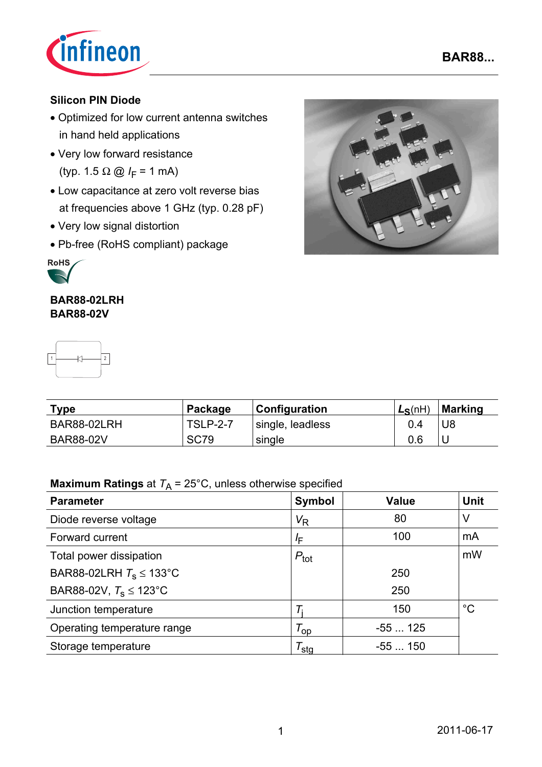# BAR88...

## Silicon PIN Diode

- Optimized for low current antenna switches in hand held applications
- Very low forward resistance (typ. 1.5 Ω @ $I_F$ = 1 mA)
- Low capacitance at zero volt reverse bias at frequencies above 1 GHz (typ. 0.28 pF)
- Very low signal distortion
- Pb-free (RoHS compliant) package

**BAR88-02LRH**
**BAR88-02V**

| Type | Package | Configuration | $L_S$(nH) | Marking |
|---|---|---|---|---|
| BAR88-02LRH | TSLP-2-7 | single, leadless | 0.4 | U8 |
| BAR88-02V | SC79 | single | 0.6 | U |

**Maximum Ratings** at $T_A$ = 25°C, unless otherwise specified

| Parameter | Symbol | Value | Unit |
|---|---|---|---|
| Diode reverse voltage | $V_R$ | 80 | V |
| Forward current | $I_F$ | 100 | mA |
| Total power dissipation | $P_{tot}$ | | mW |
| BAR88-02LRH $T_S \leq$ 133°C | | 250 | |
| BAR88-02V, $T_S \leq$ 123°C | | 250 | |
| Junction temperature | $T_j$ | 150 | °C |
| Operating temperature range | $T_{op}$ | -55 ... 125 | |
| Storage temperature | $T_{stg}$ | -55 ... 150 | |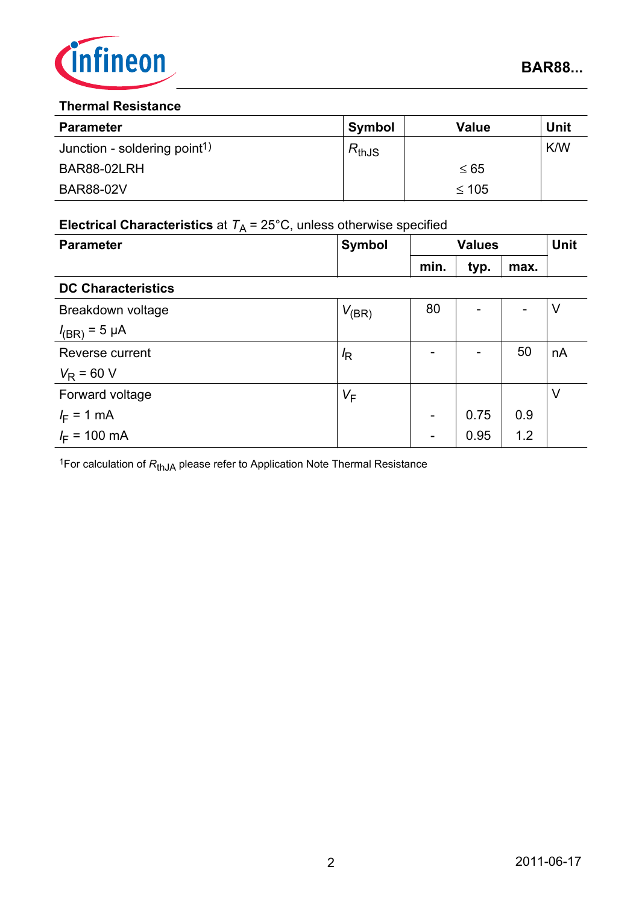## Thermal Resistance

| Parameter | Symbol | Value | Unit |
|---|---|---|---|
| Junction - soldering point[1] | $R_{thJS}$ | | K/W |
| BAR88-02LRH | | ≤ 65 | |
| BAR88-02V | | ≤ 105 | |

## Electrical Characteristics at $T_A$ = 25°C, unless otherwise specified

| Parameter | Symbol | Values | | | Unit |
|---|---|---|---|---|---|
| | | min. | typ. | max. | |
| **DC Characteristics** | | | | | |
| Breakdown voltage<br>$I_{(BR)}$ = 5 µA | $V_{(BR)}$ | 80 | - | - | V |
| Reverse current<br>$V_R$ = 60 V | $I_R$ | - | - | 50 | nA |
| Forward voltage | $V_F$ | | | | V |
| $I_F$ = 1 mA | | - | 0.75 | 0.9 | |
| $I_F$ = 100 mA | | - | 0.95 | 1.2 | |

[1]For calculation of $R_{thJA}$ please refer to Application Note Thermal Resistance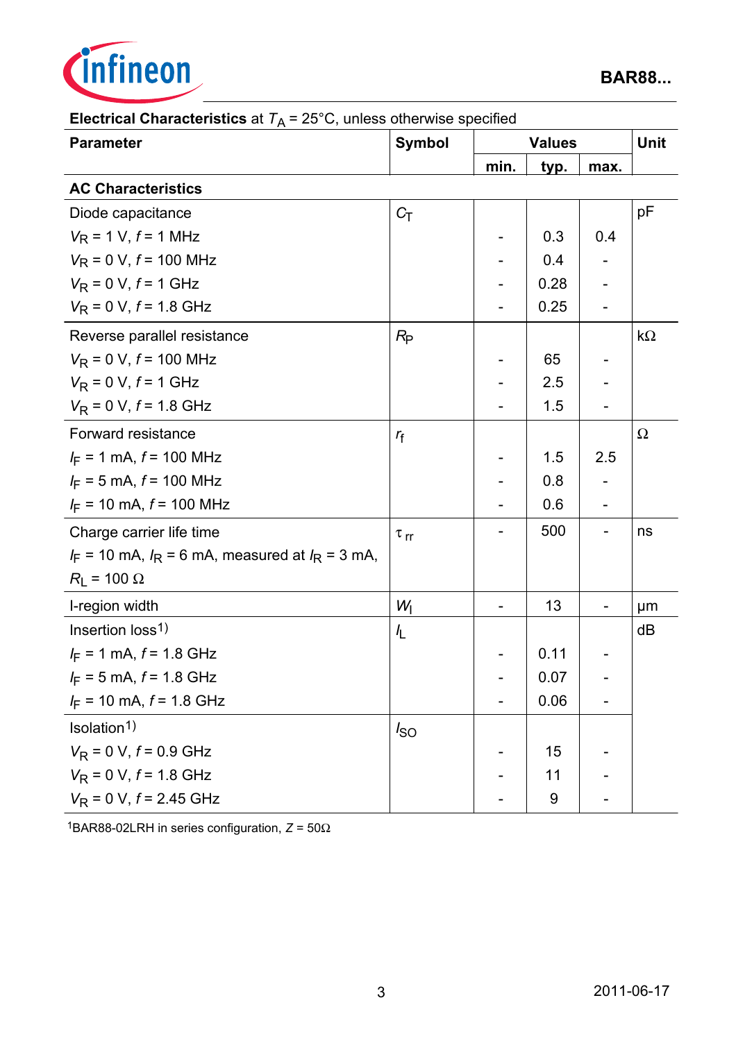**Electrical Characteristics** at $T_A$ = 25°C, unless otherwise specified

| Parameter | Symbol | Values | | | Unit |
|---|---|---|---|---|---|
| | | min. | typ. | max. | |
| **AC Characteristics** | | | | | |
| Diode capacitance | $C_T$ | | | | pF |
| $V_R$ = 1 V, $f$ = 1 MHz | | - | 0.3 | 0.4 | |
| $V_R$ = 0 V, $f$ = 100 MHz | | - | 0.4 | - | |
| $V_R$ = 0 V, $f$ = 1 GHz | | - | 0.28 | - | |
| $V_R$ = 0 V, $f$ = 1.8 GHz | | - | 0.25 | - | |
| Reverse parallel resistance | $R_P$ | | | | kΩ |
| $V_R$ = 0 V, $f$ = 100 MHz | | - | 65 | - | |
| $V_R$ = 0 V, $f$ = 1 GHz | | - | 2.5 | - | |
| $V_R$ = 0 V, $f$ = 1.8 GHz | | - | 1.5 | - | |
| Forward resistance | $r_f$ | | | | Ω |
| $I_F$ = 1 mA, $f$ = 100 MHz | | - | 1.5 | 2.5 | |
| $I_F$ = 5 mA, $f$ = 100 MHz | | - | 0.8 | - | |
| $I_F$ = 10 mA, $f$ = 100 MHz | | - | 0.6 | - | |
| Charge carrier life time $I_F$ = 10 mA, $I_R$ = 6 mA, measured at $I_R$ = 3 mA, $R_L$ = 100 Ω | $\tau_{rr}$ | - | 500 | - | ns |
| I-region width | $W_I$ | - | 13 | - | µm |
| Insertion loss[1] | $I_L$ | | | | dB |
| $I_F$ = 1 mA, $f$ = 1.8 GHz | | - | 0.11 | - | |
| $I_F$ = 5 mA, $f$ = 1.8 GHz | | - | 0.07 | - | |
| $I_F$ = 10 mA, $f$ = 1.8 GHz | | - | 0.06 | - | |
| Isolation[1] | $I_{SO}$ | | | | |
| $V_R$ = 0 V, $f$ = 0.9 GHz | | - | 15 | - | |
| $V_R$ = 0 V, $f$ = 1.8 GHz | | - | 11 | - | |
| $V_R$ = 0 V, $f$ = 2.45 GHz | | - | 9 | - | |

[1] BAR88-02LRH in series configuration, $Z$ = 50Ω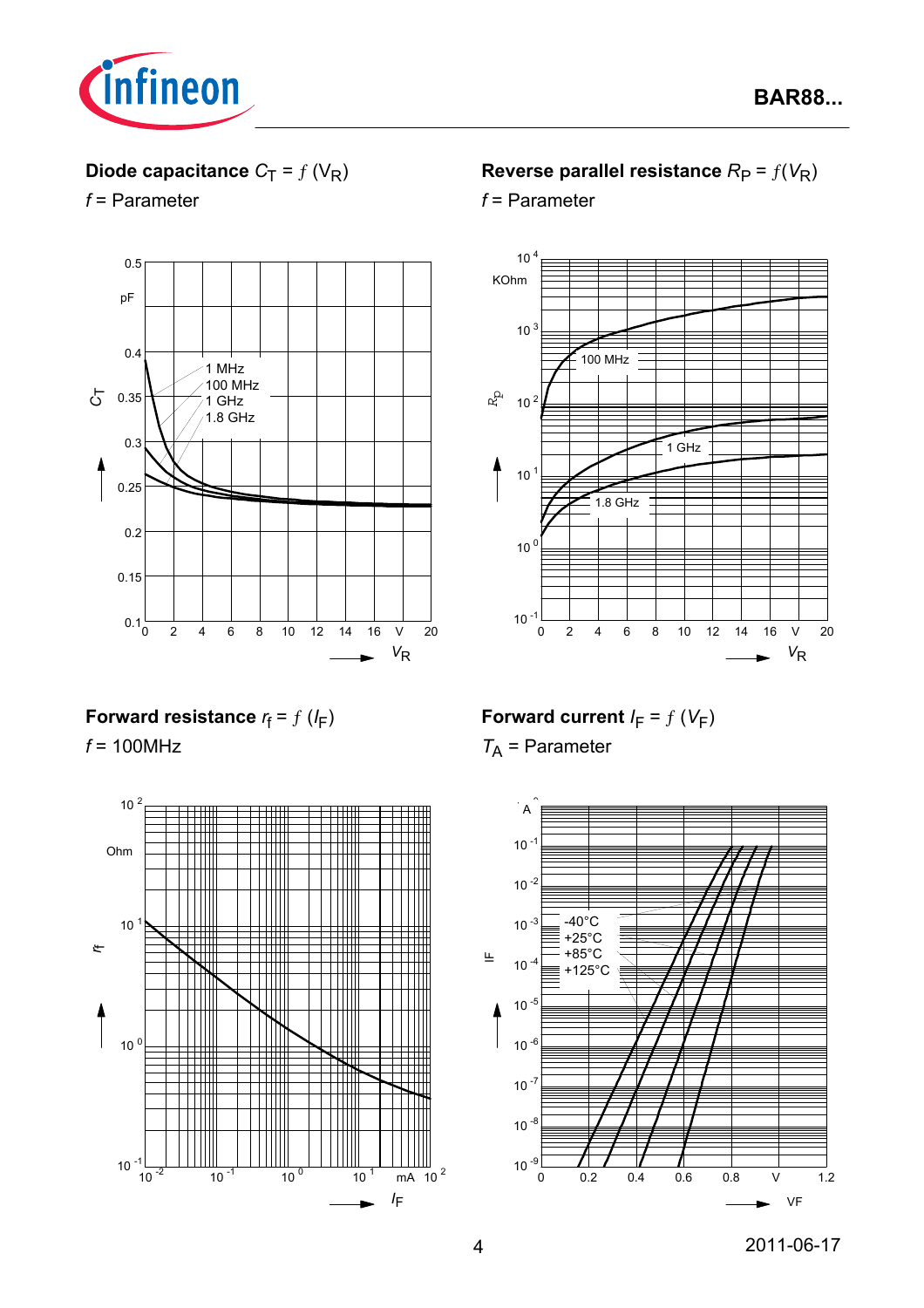**Diode capacitance** $C_T = f(V_R)$

$f$ = Parameter

**Reverse parallel resistance** $R_P = f(V_R)$

$f$ = Parameter

**Forward resistance** $r_f = f(I_F)$

$f$ = 100MHz

**Forward current** $I_F = f(V_F)$

$T_A$ = Parameter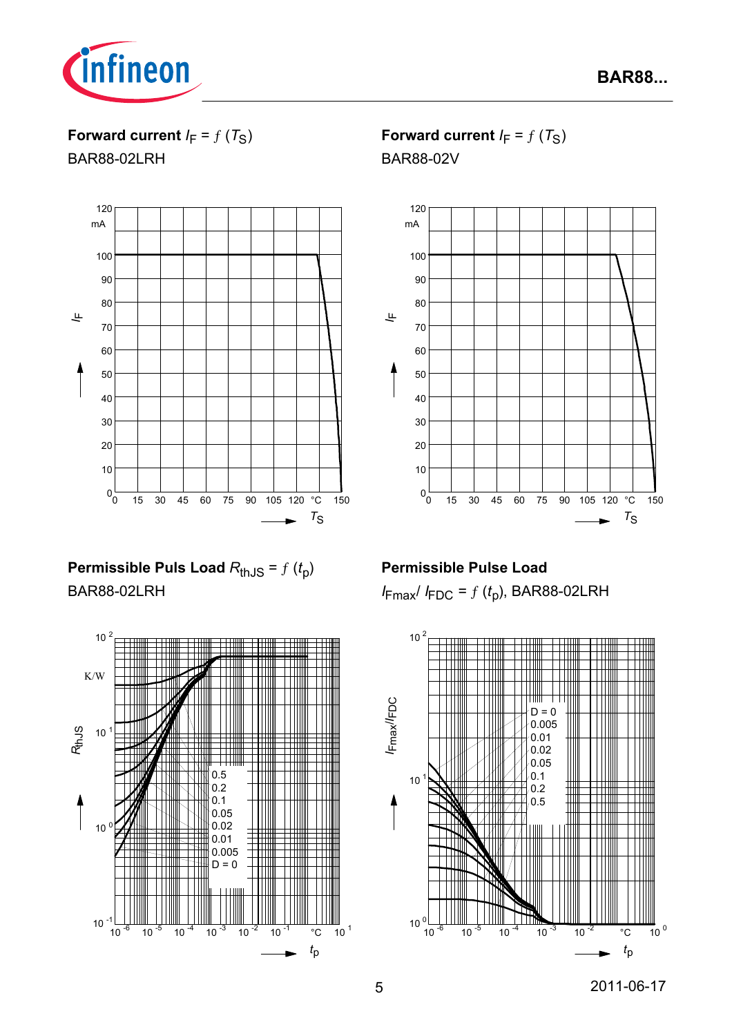**Forward current $I_F = f(T_S)$**

BAR88-02LRH

| $T_S$ (°C) | 0 | 15 | 30 | 45 | 60 | 75 | 90 | 105 | 120 | 150 |
|---|---|---|---|---|---|---|---|---|---|---|

$I_F$ (mA): 0, 10, 20, 30, 40, 50, 60, 70, 80, 90, 100, 120

**Forward current $I_F = f(T_S)$**

BAR88-02V

| $T_S$ (°C) | 0 | 15 | 30 | 45 | 60 | 75 | 90 | 105 | 120 | 150 |
|---|---|---|---|---|---|---|---|---|---|---|

$I_F$ (mA): 0, 10, 20, 30, 40, 50, 60, 70, 80, 90, 100, 120

**Permissible Puls Load $R_{thJS} = f(t_p)$**

BAR88-02LRH

$R_{thJS}$ (K/W): $10^{-1}$, $10^{0}$, $10^{1}$, $10^{2}$

$t_p$: $10^{-6}$, $10^{-5}$, $10^{-4}$, $10^{-3}$, $10^{-2}$, $10^{-1}$ °C, $10^{1}$

D = 0.5, 0.2, 0.1, 0.05, 0.02, 0.01, 0.005, D = 0

**Permissible Pulse Load**

$I_{Fmax}/I_{FDC} = f(t_p)$, BAR88-02LRH

$I_{Fmax}/I_{FDC}$: $10^{0}$, $10^{1}$, $10^{2}$

$t_p$: $10^{-6}$, $10^{-5}$, $10^{-4}$, $10^{-3}$, $10^{-2}$ °C, $10^{0}$

D = 0, 0.005, 0.01, 0.02, 0.05, 0.1, 0.2, 0.5

2011-06-17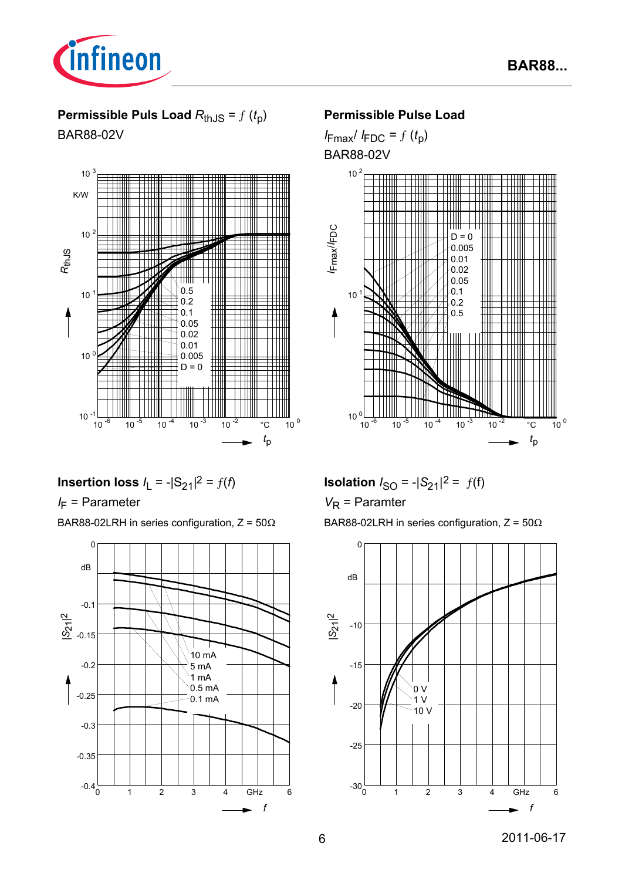**Permissible Puls Load $R_{thJS} = f(t_p)$**

BAR88-02V

$R_{thJS}$ (K/W) vs. $t_p$ (°C)

D = 0, 0.005, 0.01, 0.02, 0.05, 0.1, 0.2, 0.5

**Permissible Pulse Load**

$I_{Fmax}/ I_{FDC} = f(t_p)$

BAR88-02V

$I_{Fmax}/I_{FDC}$ vs. $t_p$ (°C)

D = 0, 0.005, 0.01, 0.02, 0.05, 0.1, 0.2, 0.5

**Insertion loss $I_L = -|S_{21}|^2 = f(f)$**

$I_F$ = Parameter

BAR88-02LRH in series configuration, Z = 50Ω

$|S_{21}|^2$ (dB) vs. $f$ (GHz)

10 mA, 5 mA, 1 mA, 0.5 mA, 0.1 mA

**Isolation $I_{SO} = -|S_{21}|^2 = f$(f)**

$V_R$ = Paramter

BAR88-02LRH in series configuration, Z = 50Ω

$|S_{21}|^2$ (dB) vs. $f$ (GHz)

0 V, 1 V, 10 V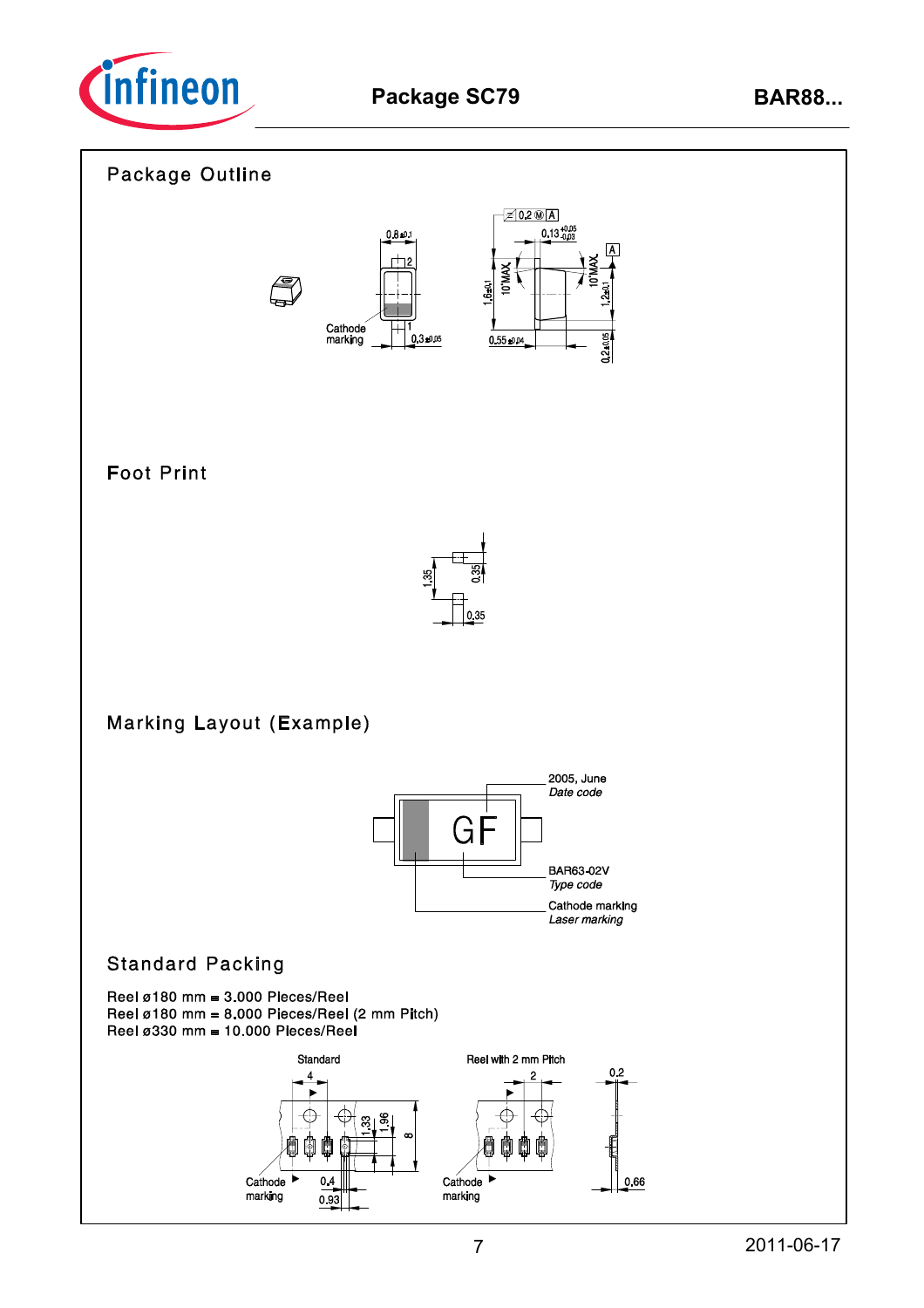# Package SC79

## Package Outline

## Foot Print

## Marking Layout (Example)

## Standard Packing

Reel ø180 mm = 3.000 Pieces/Reel
Reel ø180 mm = 8.000 Pieces/Reel (2 mm Pitch)
Reel ø330 mm = 10.000 Pieces/Reel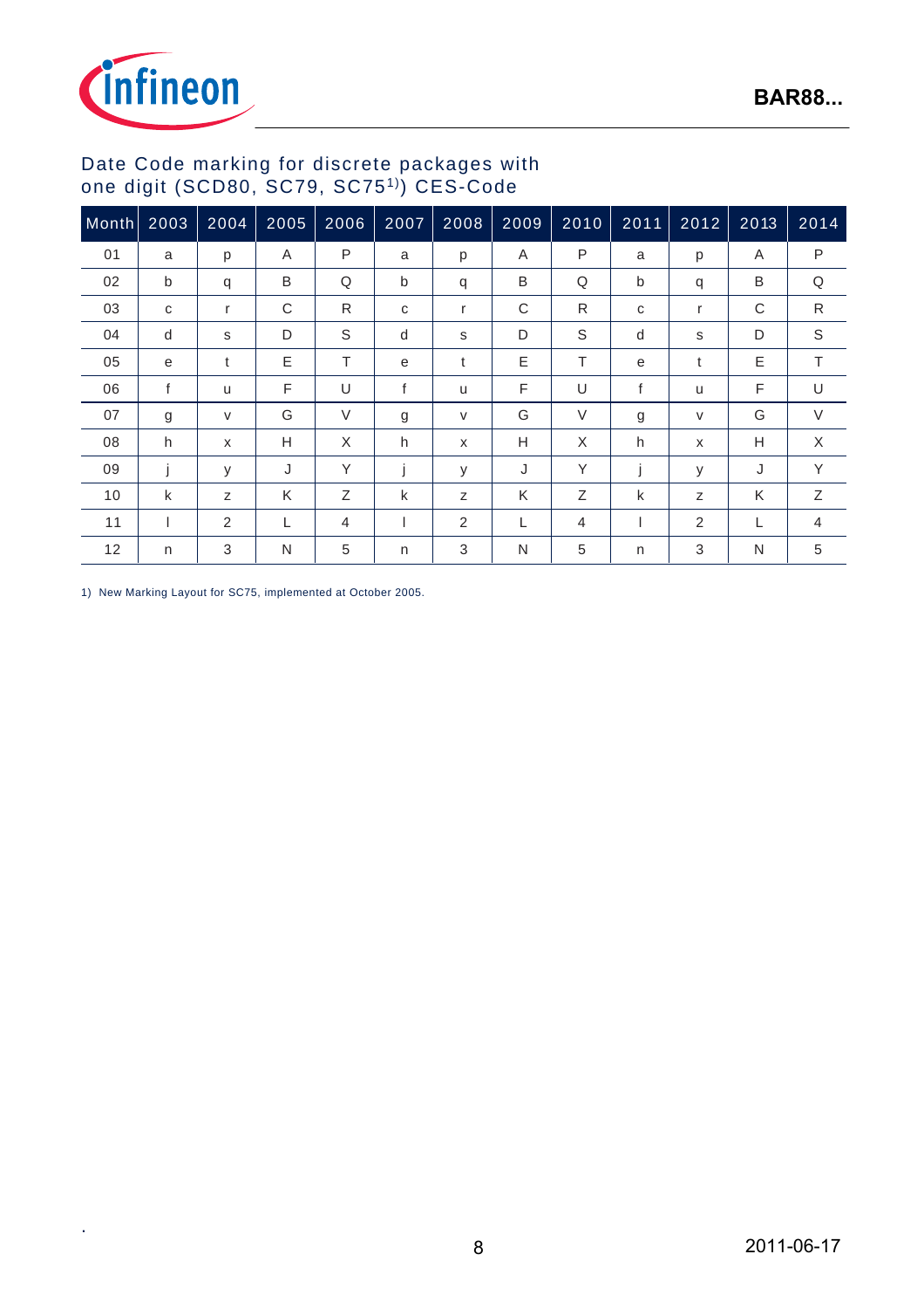## Date Code marking for discrete packages with one digit (SCD80, SC79, SC75[1)]) CES-Code

| Month | 2003 | 2004 | 2005 | 2006 | 2007 | 2008 | 2009 | 2010 | 2011 | 2012 | 2013 | 2014 |
|---|---|---|---|---|---|---|---|---|---|---|---|---|
| 01 | a | p | A | P | a | p | A | P | a | p | A | P |
| 02 | b | q | B | Q | b | q | B | Q | b | q | B | Q |
| 03 | c | r | C | R | c | r | C | R | c | r | C | R |
| 04 | d | s | D | S | d | s | D | S | d | s | D | S |
| 05 | e | t | E | T | e | t | E | T | e | t | E | T |
| 06 | f | u | F | U | f | u | F | U | f | u | F | U |
| 07 | g | v | G | V | g | v | G | V | g | v | G | V |
| 08 | h | x | H | X | h | x | H | X | h | x | H | X |
| 09 | j | y | J | Y | j | y | J | Y | j | y | J | Y |
| 10 | k | z | K | Z | k | z | K | Z | k | z | K | Z |
| 11 | l | 2 | L | 4 | l | 2 | L | 4 | l | 2 | L | 4 |
| 12 | n | 3 | N | 5 | n | 3 | N | 5 | n | 3 | N | 5 |

1) New Marking Layout for SC75, implemented at October 2005.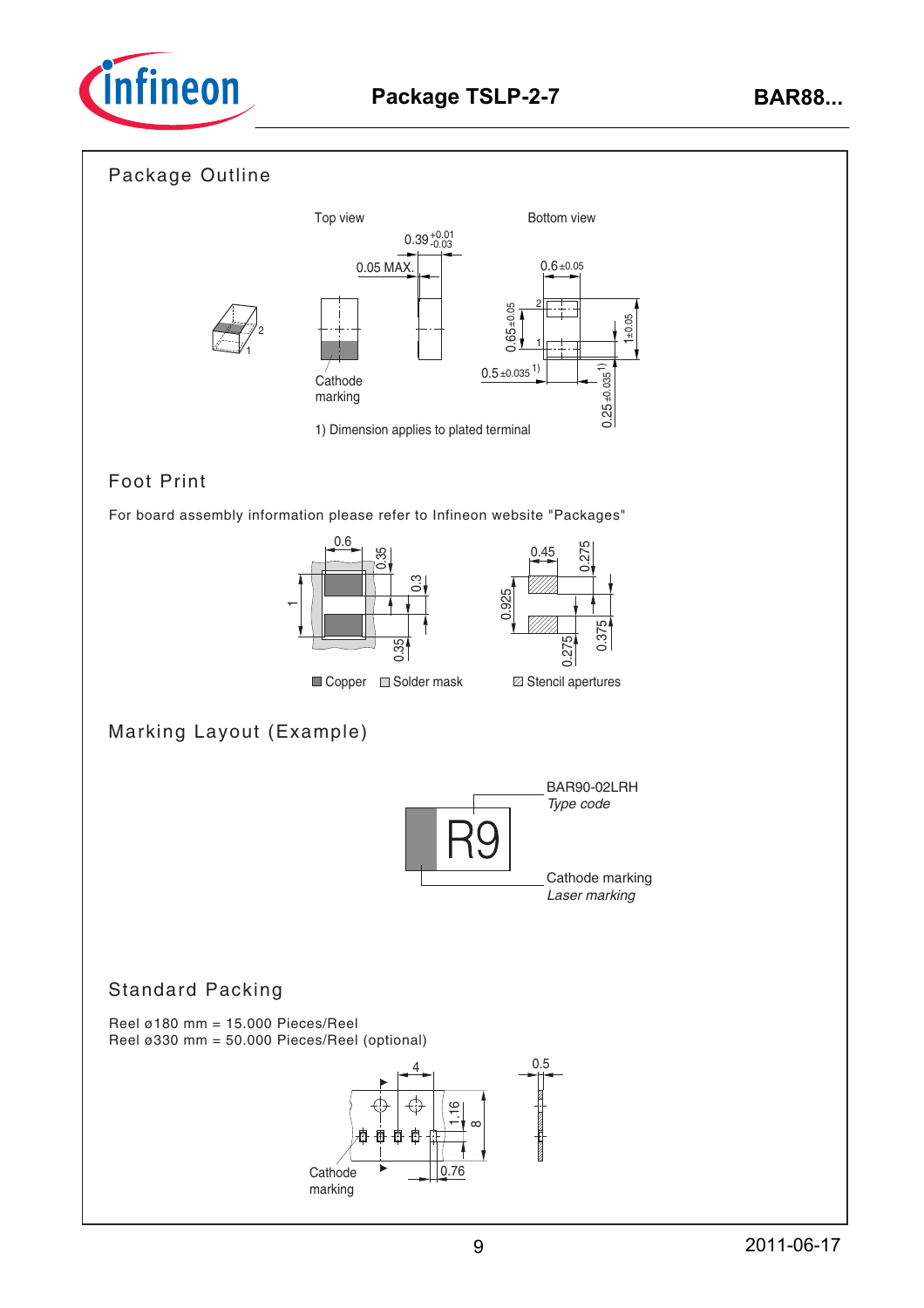# Package TSLP-2-7

## Package Outline

Top view

Bottom view

0.39 $^{+0.01}_{-0.03}$

0.05 MAX.

0.6 ±0.05

0.65 ±0.05

1±0.05

0.5 ±0.035 [1)]

0.25 ±0.035 [1)]

Cathode marking

1) Dimension applies to plated terminal

## Foot Print

For board assembly information please refer to Infineon website "Packages"

Copper | Solder mask | Stencil apertures

## Marking Layout (Example)

BAR90-02LRH
*Type code*

R9

Cathode marking
*Laser marking*

## Standard Packing

Reel ø180 mm = 15.000 Pieces/Reel
Reel ø330 mm = 50.000 Pieces/Reel (optional)

Cathode marking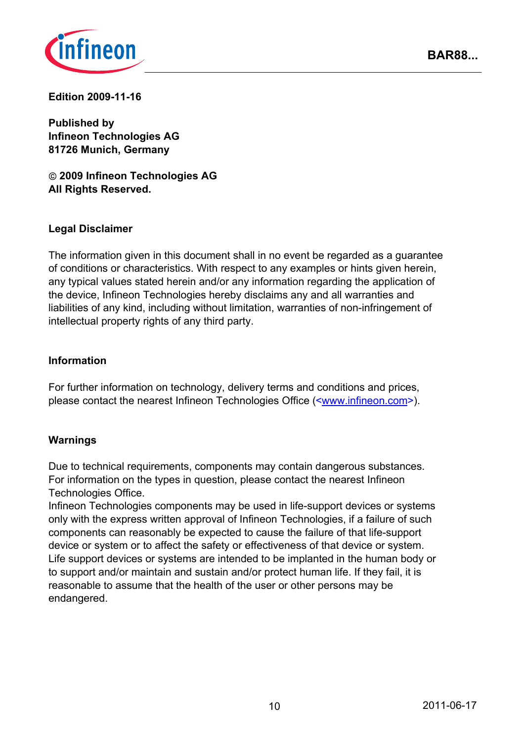**Edition 2009-11-16**

**Published by**
**Infineon Technologies AG**
**81726 Munich, Germany**

**© 2009 Infineon Technologies AG**
**All Rights Reserved.**

**Legal Disclaimer**

The information given in this document shall in no event be regarded as a guarantee of conditions or characteristics. With respect to any examples or hints given herein, any typical values stated herein and/or any information regarding the application of the device, Infineon Technologies hereby disclaims any and all warranties and liabilities of any kind, including without limitation, warranties of non-infringement of intellectual property rights of any third party.

**Information**

For further information on technology, delivery terms and conditions and prices, please contact the nearest Infineon Technologies Office (<www.infineon.com>).

**Warnings**

Due to technical requirements, components may contain dangerous substances. For information on the types in question, please contact the nearest Infineon Technologies Office.
Infineon Technologies components may be used in life-support devices or systems only with the express written approval of Infineon Technologies, if a failure of such components can reasonably be expected to cause the failure of that life-support device or system or to affect the safety or effectiveness of that device or system. Life support devices or systems are intended to be implanted in the human body or to support and/or maintain and sustain and/or protect human life. If they fail, it is reasonable to assume that the health of the user or other persons may be endangered.